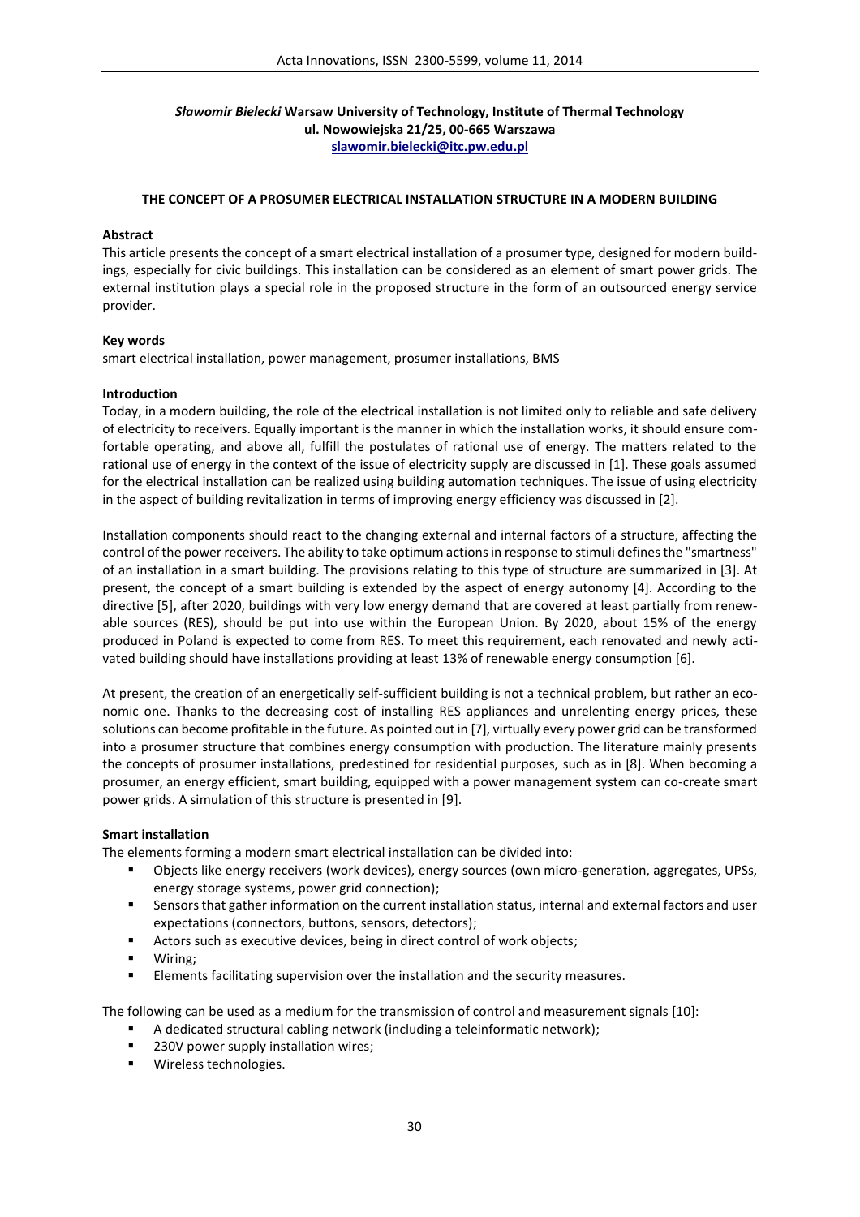***Sławomir Bielecki*** **Warsaw University of Technology, Institute of Thermal Technology**
**ul. Nowowiejska 21/25, 00-665 Warszawa**
**slawomir.bielecki@itc.pw.edu.pl**

# THE CONCEPT OF A PROSUMER ELECTRICAL INSTALLATION STRUCTURE IN A MODERN BUILDING

## Abstract

This article presents the concept of a smart electrical installation of a prosumer type, designed for modern buildings, especially for civic buildings. This installation can be considered as an element of smart power grids. The external institution plays a special role in the proposed structure in the form of an outsourced energy service provider.

## Key words

smart electrical installation, power management, prosumer installations, BMS

## Introduction

Today, in a modern building, the role of the electrical installation is not limited only to reliable and safe delivery of electricity to receivers. Equally important is the manner in which the installation works, it should ensure comfortable operating, and above all, fulfill the postulates of rational use of energy. The matters related to the rational use of energy in the context of the issue of electricity supply are discussed in [1]. These goals assumed for the electrical installation can be realized using building automation techniques. The issue of using electricity in the aspect of building revitalization in terms of improving energy efficiency was discussed in [2].

Installation components should react to the changing external and internal factors of a structure, affecting the control of the power receivers. The ability to take optimum actions in response to stimuli defines the "smartness" of an installation in a smart building. The provisions relating to this type of structure are summarized in [3]. At present, the concept of a smart building is extended by the aspect of energy autonomy [4]. According to the directive [5], after 2020, buildings with very low energy demand that are covered at least partially from renewable sources (RES), should be put into use within the European Union. By 2020, about 15% of the energy produced in Poland is expected to come from RES. To meet this requirement, each renovated and newly activated building should have installations providing at least 13% of renewable energy consumption [6].

At present, the creation of an energetically self-sufficient building is not a technical problem, but rather an economic one. Thanks to the decreasing cost of installing RES appliances and unrelenting energy prices, these solutions can become profitable in the future. As pointed out in [7], virtually every power grid can be transformed into a prosumer structure that combines energy consumption with production. The literature mainly presents the concepts of prosumer installations, predestined for residential purposes, such as in [8]. When becoming a prosumer, an energy efficient, smart building, equipped with a power management system can co-create smart power grids. A simulation of this structure is presented in [9].

## Smart installation

The elements forming a modern smart electrical installation can be divided into:

- Objects like energy receivers (work devices), energy sources (own micro-generation, aggregates, UPSs, energy storage systems, power grid connection);
- Sensors that gather information on the current installation status, internal and external factors and user expectations (connectors, buttons, sensors, detectors);
- Actors such as executive devices, being in direct control of work objects;
- Wiring;
- Elements facilitating supervision over the installation and the security measures.

The following can be used as a medium for the transmission of control and measurement signals [10]:

- A dedicated structural cabling network (including a teleinformatic network);
- 230V power supply installation wires;
- Wireless technologies.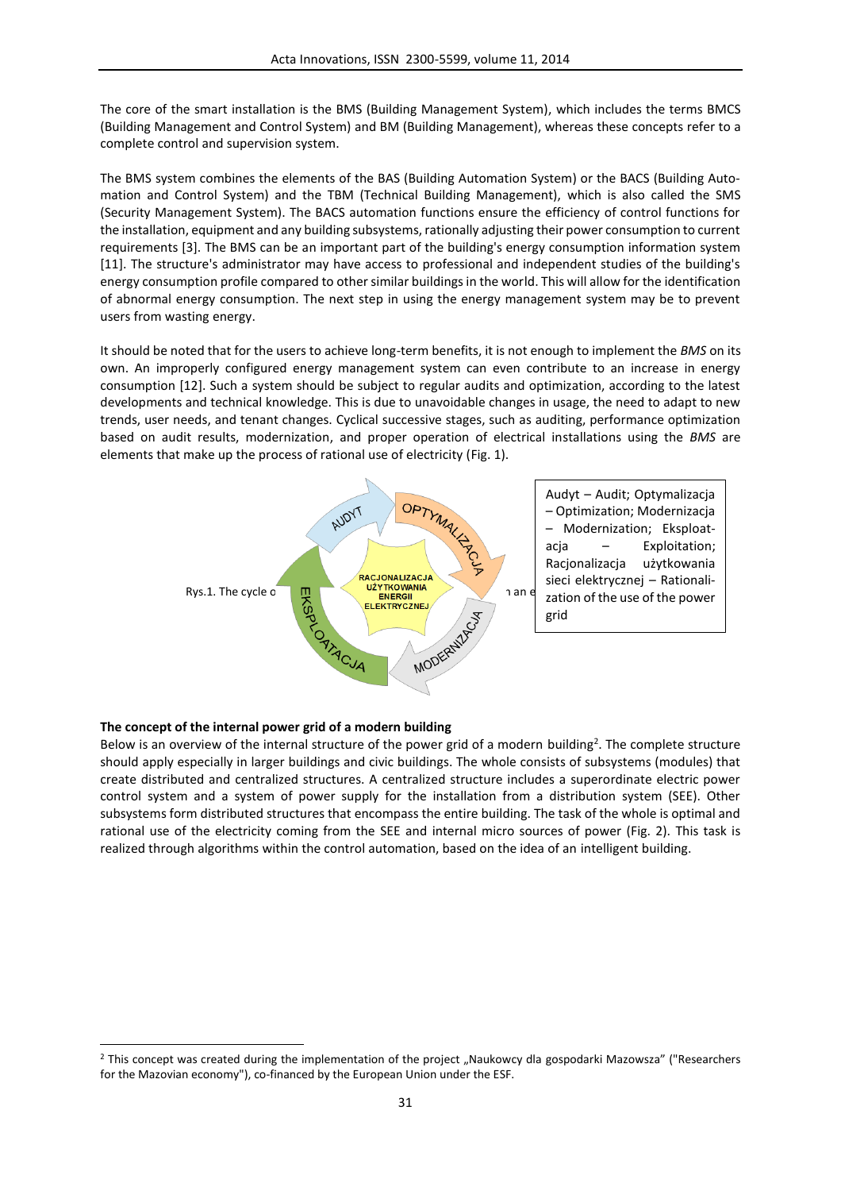The core of the smart installation is the BMS (Building Management System), which includes the terms BMCS (Building Management and Control System) and BM (Building Management), whereas these concepts refer to a complete control and supervision system.

The BMS system combines the elements of the BAS (Building Automation System) or the BACS (Building Automation and Control System) and the TBM (Technical Building Management), which is also called the SMS (Security Management System). The BACS automation functions ensure the efficiency of control functions for the installation, equipment and any building subsystems, rationally adjusting their power consumption to current requirements [3]. The BMS can be an important part of the building's energy consumption information system [11]. The structure's administrator may have access to professional and independent studies of the building's energy consumption profile compared to other similar buildings in the world. This will allow for the identification of abnormal energy consumption. The next step in using the energy management system may be to prevent users from wasting energy.

It should be noted that for the users to achieve long-term benefits, it is not enough to implement the *BMS* on its own. An improperly configured energy management system can even contribute to an increase in energy consumption [12]. Such a system should be subject to regular audits and optimization, according to the latest developments and technical knowledge. This is due to unavoidable changes in usage, the need to adapt to new trends, user needs, and tenant changes. Cyclical successive stages, such as auditing, performance optimization based on audit results, modernization, and proper operation of electrical installations using the *BMS* are elements that make up the process of rational use of electricity (Fig. 1).

AUDYT / OPTYMALIZACJA / MODERNIZACJA / EKSPLOATACJA / RACJONALIZACJA UŻYTKOWANIA ENERGII ELEKTRYCZNEJ

Rys.1. The cycle o[...] an e[...]

Audyt – Audit; Optymalizacja – Optimization; Modernizacja – Modernization; Eksploatacja – Exploitation; Racjonalizacja użytkowania sieci elektrycznej – Rationalization of the use of the power grid

**The concept of the internal power grid of a modern building**

Below is an overview of the internal structure of the power grid of a modern building[2]. The complete structure should apply especially in larger buildings and civic buildings. The whole consists of subsystems (modules) that create distributed and centralized structures. A centralized structure includes a superordinate electric power control system and a system of power supply for the installation from a distribution system (SEE). Other subsystems form distributed structures that encompass the entire building. The task of the whole is optimal and rational use of the electricity coming from the SEE and internal micro sources of power (Fig. 2). This task is realized through algorithms within the control automation, based on the idea of an intelligent building.

[2] This concept was created during the implementation of the project „Naukowcy dla gospodarki Mazowsza" ("Researchers for the Mazovian economy"), co-financed by the European Union under the ESF.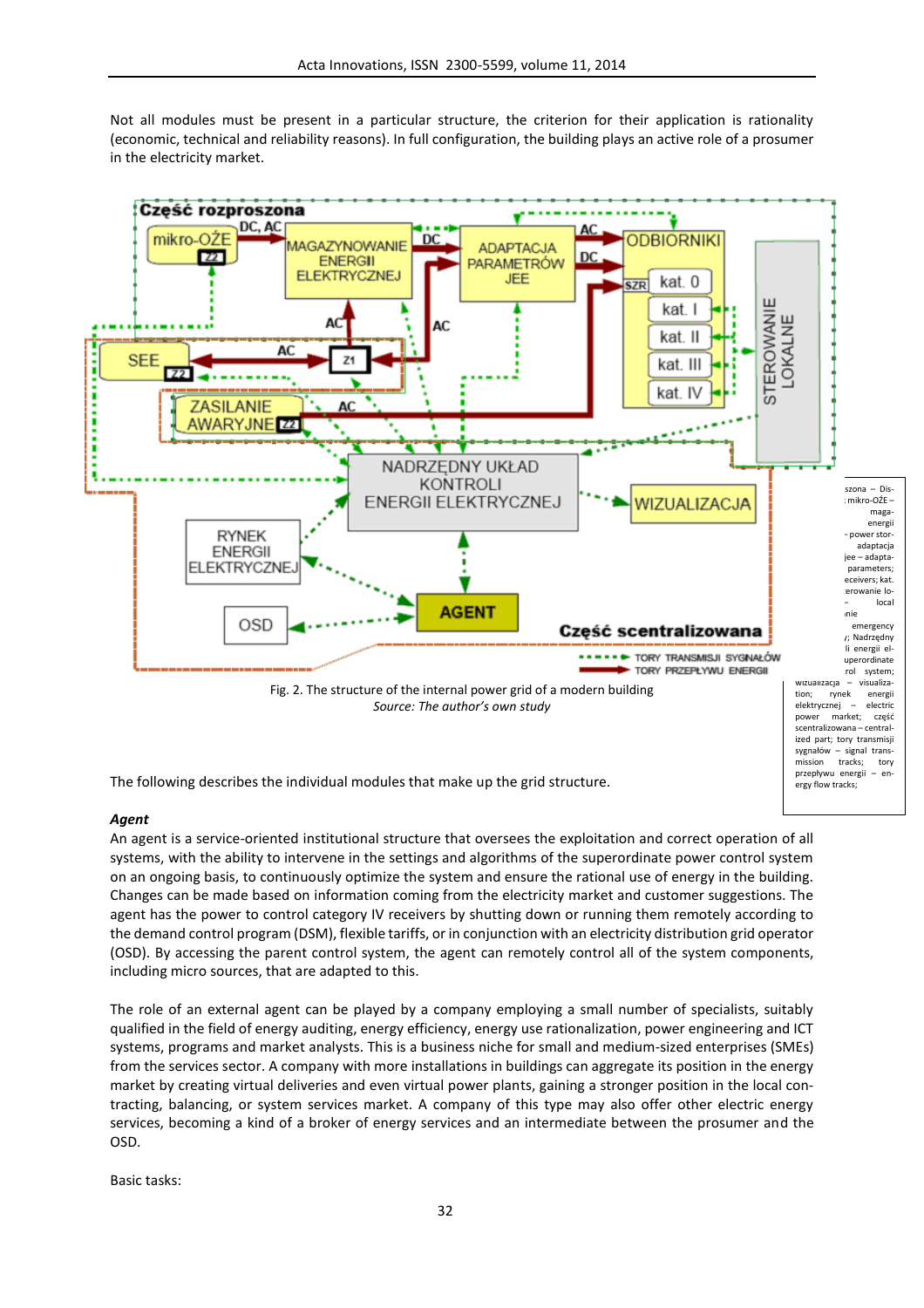Not all modules must be present in a particular structure, the criterion for their application is rationality (economic, technical and reliability reasons). In full configuration, the building plays an active role of a prosumer in the electricity market.

Fig. 2. The structure of the internal power grid of a modern building

*Source: The author's own study*

The following describes the individual modules that make up the grid structure.

***Agent***

An agent is a service-oriented institutional structure that oversees the exploitation and correct operation of all systems, with the ability to intervene in the settings and algorithms of the superordinate power control system on an ongoing basis, to continuously optimize the system and ensure the rational use of energy in the building. Changes can be made based on information coming from the electricity market and customer suggestions. The agent has the power to control category IV receivers by shutting down or running them remotely according to the demand control program (DSM), flexible tariffs, or in conjunction with an electricity distribution grid operator (OSD). By accessing the parent control system, the agent can remotely control all of the system components, including micro sources, that are adapted to this.

The role of an external agent can be played by a company employing a small number of specialists, suitably qualified in the field of energy auditing, energy efficiency, energy use rationalization, power engineering and ICT systems, programs and market analysts. This is a business niche for small and medium-sized enterprises (SMEs) from the services sector. A company with more installations in buildings can aggregate its position in the energy market by creating virtual deliveries and even virtual power plants, gaining a stronger position in the local contracting, balancing, or system services market. A company of this type may also offer other electric energy services, becoming a kind of a broker of energy services and an intermediate between the prosumer and the OSD.

Basic tasks: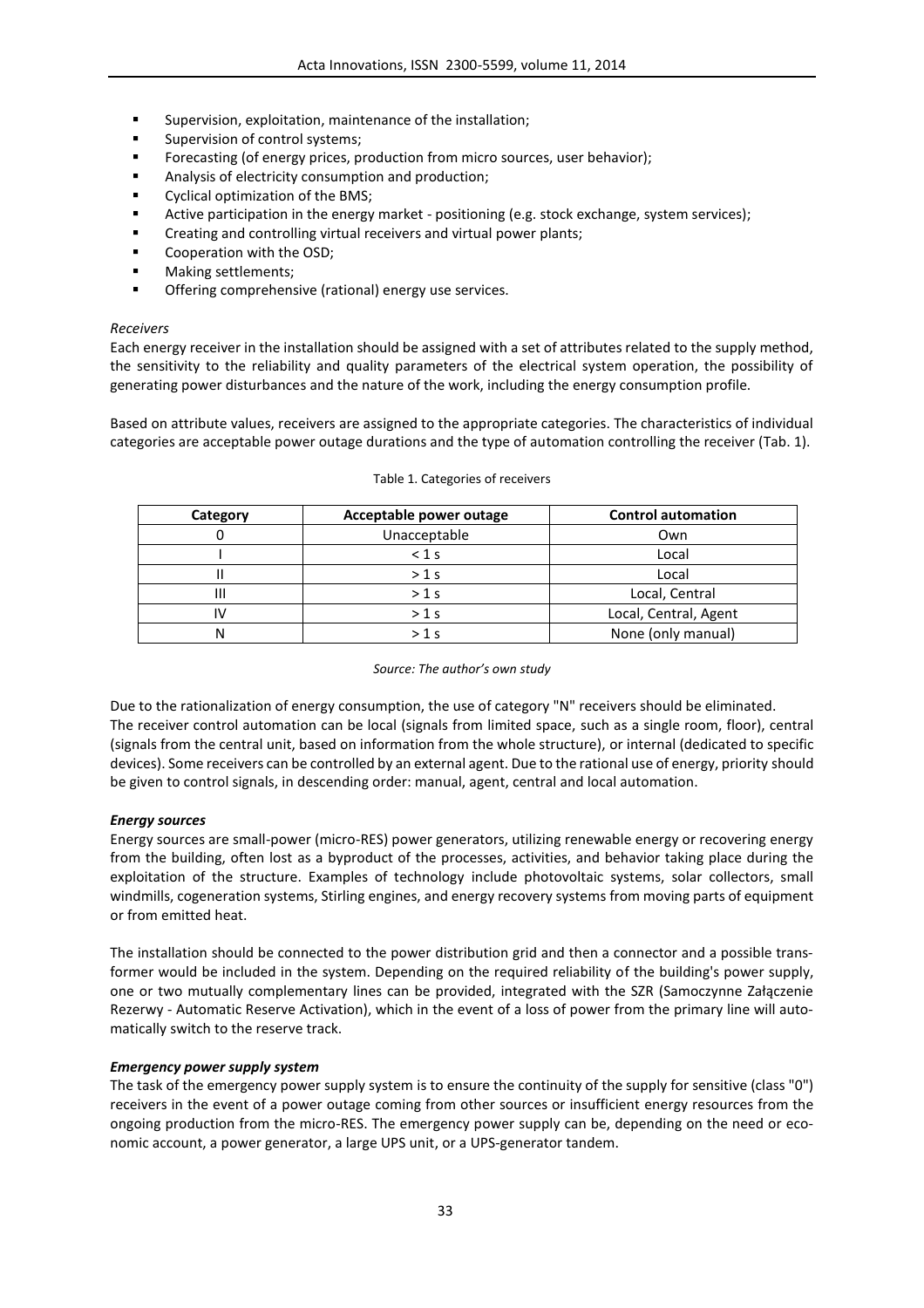- Supervision, exploitation, maintenance of the installation;
- Supervision of control systems;
- Forecasting (of energy prices, production from micro sources, user behavior);
- Analysis of electricity consumption and production;
- Cyclical optimization of the BMS;
- Active participation in the energy market - positioning (e.g. stock exchange, system services);
- Creating and controlling virtual receivers and virtual power plants;
- Cooperation with the OSD;
- Making settlements;
- Offering comprehensive (rational) energy use services.

*Receivers*

Each energy receiver in the installation should be assigned with a set of attributes related to the supply method, the sensitivity to the reliability and quality parameters of the electrical system operation, the possibility of generating power disturbances and the nature of the work, including the energy consumption profile.

Based on attribute values, receivers are assigned to the appropriate categories. The characteristics of individual categories are acceptable power outage durations and the type of automation controlling the receiver (Tab. 1).

Table 1. Categories of receivers

| Category | Acceptable power outage | Control automation |
|---|---|---|
| 0 | Unacceptable | Own |
| I | < 1 s | Local |
| II | > 1 s | Local |
| III | > 1 s | Local, Central |
| IV | > 1 s | Local, Central, Agent |
| N | > 1 s | None (only manual) |

*Source: The author's own study*

Due to the rationalization of energy consumption, the use of category "N" receivers should be eliminated.
The receiver control automation can be local (signals from limited space, such as a single room, floor), central (signals from the central unit, based on information from the whole structure), or internal (dedicated to specific devices). Some receivers can be controlled by an external agent. Due to the rational use of energy, priority should be given to control signals, in descending order: manual, agent, central and local automation.

***Energy sources***

Energy sources are small-power (micro-RES) power generators, utilizing renewable energy or recovering energy from the building, often lost as a byproduct of the processes, activities, and behavior taking place during the exploitation of the structure. Examples of technology include photovoltaic systems, solar collectors, small windmills, cogeneration systems, Stirling engines, and energy recovery systems from moving parts of equipment or from emitted heat.

The installation should be connected to the power distribution grid and then a connector and a possible transformer would be included in the system. Depending on the required reliability of the building's power supply, one or two mutually complementary lines can be provided, integrated with the SZR (Samoczynne Załączenie Rezerwy - Automatic Reserve Activation), which in the event of a loss of power from the primary line will automatically switch to the reserve track.

***Emergency power supply system***

The task of the emergency power supply system is to ensure the continuity of the supply for sensitive (class "0") receivers in the event of a power outage coming from other sources or insufficient energy resources from the ongoing production from the micro-RES. The emergency power supply can be, depending on the need or economic account, a power generator, a large UPS unit, or a UPS-generator tandem.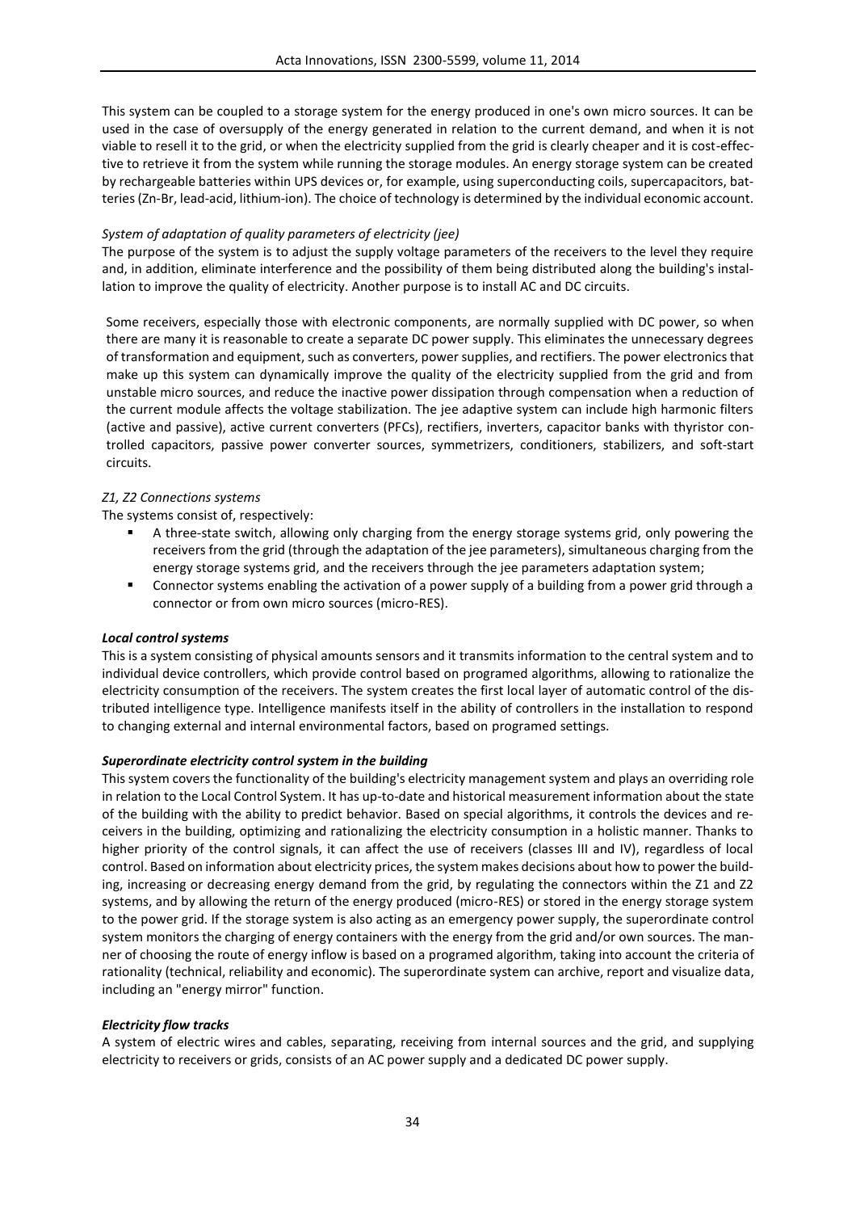This system can be coupled to a storage system for the energy produced in one's own micro sources. It can be used in the case of oversupply of the energy generated in relation to the current demand, and when it is not viable to resell it to the grid, or when the electricity supplied from the grid is clearly cheaper and it is cost-effective to retrieve it from the system while running the storage modules. An energy storage system can be created by rechargeable batteries within UPS devices or, for example, using superconducting coils, supercapacitors, batteries (Zn-Br, lead-acid, lithium-ion). The choice of technology is determined by the individual economic account.

*System of adaptation of quality parameters of electricity (jee)*

The purpose of the system is to adjust the supply voltage parameters of the receivers to the level they require and, in addition, eliminate interference and the possibility of them being distributed along the building's installation to improve the quality of electricity. Another purpose is to install AC and DC circuits.

Some receivers, especially those with electronic components, are normally supplied with DC power, so when there are many it is reasonable to create a separate DC power supply. This eliminates the unnecessary degrees of transformation and equipment, such as converters, power supplies, and rectifiers. The power electronics that make up this system can dynamically improve the quality of the electricity supplied from the grid and from unstable micro sources, and reduce the inactive power dissipation through compensation when a reduction of the current module affects the voltage stabilization. The jee adaptive system can include high harmonic filters (active and passive), active current converters (PFCs), rectifiers, inverters, capacitor banks with thyristor controlled capacitors, passive power converter sources, symmetrizers, conditioners, stabilizers, and soft-start circuits.

*Z1, Z2 Connections systems*

The systems consist of, respectively:

- A three-state switch, allowing only charging from the energy storage systems grid, only powering the receivers from the grid (through the adaptation of the jee parameters), simultaneous charging from the energy storage systems grid, and the receivers through the jee parameters adaptation system;
- Connector systems enabling the activation of a power supply of a building from a power grid through a connector or from own micro sources (micro-RES).

***Local control systems***

This is a system consisting of physical amounts sensors and it transmits information to the central system and to individual device controllers, which provide control based on programed algorithms, allowing to rationalize the electricity consumption of the receivers. The system creates the first local layer of automatic control of the distributed intelligence type. Intelligence manifests itself in the ability of controllers in the installation to respond to changing external and internal environmental factors, based on programed settings.

***Superordinate electricity control system in the building***

This system covers the functionality of the building's electricity management system and plays an overriding role in relation to the Local Control System. It has up-to-date and historical measurement information about the state of the building with the ability to predict behavior. Based on special algorithms, it controls the devices and receivers in the building, optimizing and rationalizing the electricity consumption in a holistic manner. Thanks to higher priority of the control signals, it can affect the use of receivers (classes III and IV), regardless of local control. Based on information about electricity prices, the system makes decisions about how to power the building, increasing or decreasing energy demand from the grid, by regulating the connectors within the Z1 and Z2 systems, and by allowing the return of the energy produced (micro-RES) or stored in the energy storage system to the power grid. If the storage system is also acting as an emergency power supply, the superordinate control system monitors the charging of energy containers with the energy from the grid and/or own sources. The manner of choosing the route of energy inflow is based on a programed algorithm, taking into account the criteria of rationality (technical, reliability and economic). The superordinate system can archive, report and visualize data, including an "energy mirror" function.

***Electricity flow tracks***

A system of electric wires and cables, separating, receiving from internal sources and the grid, and supplying electricity to receivers or grids, consists of an AC power supply and a dedicated DC power supply.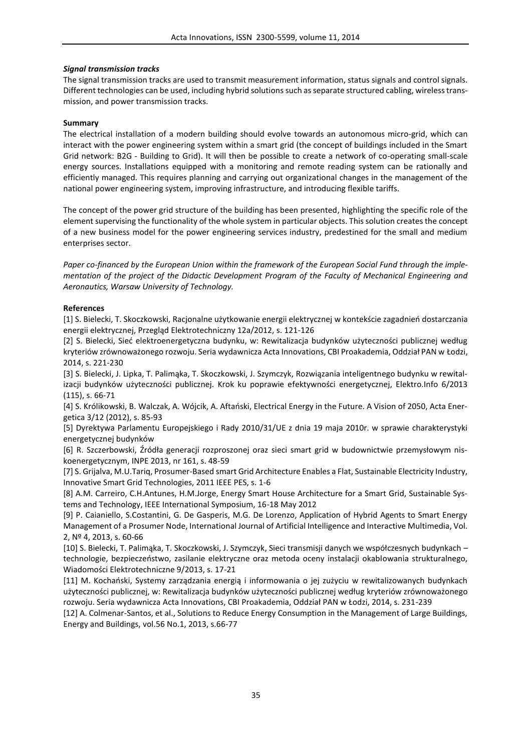### *Signal transmission tracks*

The signal transmission tracks are used to transmit measurement information, status signals and control signals. Different technologies can be used, including hybrid solutions such as separate structured cabling, wireless transmission, and power transmission tracks.

### Summary

The electrical installation of a modern building should evolve towards an autonomous micro-grid, which can interact with the power engineering system within a smart grid (the concept of buildings included in the Smart Grid network: B2G - Building to Grid). It will then be possible to create a network of co-operating small-scale energy sources. Installations equipped with a monitoring and remote reading system can be rationally and efficiently managed. This requires planning and carrying out organizational changes in the management of the national power engineering system, improving infrastructure, and introducing flexible tariffs.

The concept of the power grid structure of the building has been presented, highlighting the specific role of the element supervising the functionality of the whole system in particular objects. This solution creates the concept of a new business model for the power engineering services industry, predestined for the small and medium enterprises sector.

*Paper co-financed by the European Union within the framework of the European Social Fund through the implementation of the project of the Didactic Development Program of the Faculty of Mechanical Engineering and Aeronautics, Warsaw University of Technology.*

### References

[1] S. Bielecki, T. Skoczkowski, Racjonalne użytkowanie energii elektrycznej w kontekście zagadnień dostarczania energii elektrycznej, Przegląd Elektrotechniczny 12a/2012, s. 121-126

[2] S. Bielecki, Sieć elektroenergetyczna budynku, w: Rewitalizacja budynków użyteczności publicznej według kryteriów zrównoważonego rozwoju. Seria wydawnicza Acta Innovations, CBI Proakademia, Oddział PAN w Łodzi, 2014, s. 221-230

[3] S. Bielecki, J. Lipka, T. Palimąka, T. Skoczkowski, J. Szymczyk, Rozwiązania inteligentnego budynku w rewitalizacji budynków użyteczności publicznej. Krok ku poprawie efektywności energetycznej, Elektro.Info 6/2013 (115), s. 66-71

[4] S. Królikowski, B. Walczak, A. Wójcik, A. Aftański, Electrical Energy in the Future. A Vision of 2050, Acta Energetica 3/12 (2012), s. 85-93

[5] Dyrektywa Parlamentu Europejskiego i Rady 2010/31/UE z dnia 19 maja 2010r. w sprawie charakterystyki energetycznej budynków

[6] R. Szczerbowski, Źródła generacji rozproszonej oraz sieci smart grid w budownictwie przemysłowym niskoenergetycznym, INPE 2013, nr 161, s. 48-59

[7] S. Grijalva, M.U.Tariq, Prosumer-Based smart Grid Architecture Enables a Flat, Sustainable Electricity Industry, Innovative Smart Grid Technologies, 2011 IEEE PES, s. 1-6

[8] A.M. Carreiro, C.H.Antunes, H.M.Jorge, Energy Smart House Architecture for a Smart Grid, Sustainable Systems and Technology, IEEE International Symposium, 16-18 May 2012

[9] P. Caianiello, S.Costantini, G. De Gasperis, M.G. De Lorenzo, Application of Hybrid Agents to Smart Energy Management of a Prosumer Node, International Journal of Artificial Intelligence and Interactive Multimedia, Vol. 2, Nº 4, 2013, s. 60-66

[10] S. Bielecki, T. Palimąka, T. Skoczkowski, J. Szymczyk, Sieci transmisji danych we współczesnych budynkach – technologie, bezpieczeństwo, zasilanie elektryczne oraz metoda oceny instalacji okablowania strukturalnego, Wiadomości Elektrotechniczne 9/2013, s. 17-21

[11] M. Kochański, Systemy zarządzania energią i informowania o jej zużyciu w rewitalizowanych budynkach użyteczności publicznej, w: Rewitalizacja budynków użyteczności publicznej według kryteriów zrównoważonego rozwoju. Seria wydawnicza Acta Innovations, CBI Proakademia, Oddział PAN w Łodzi, 2014, s. 231-239

[12] A. Colmenar-Santos, et al., Solutions to Reduce Energy Consumption in the Management of Large Buildings, Energy and Buildings, vol.56 No.1, 2013, s.66-77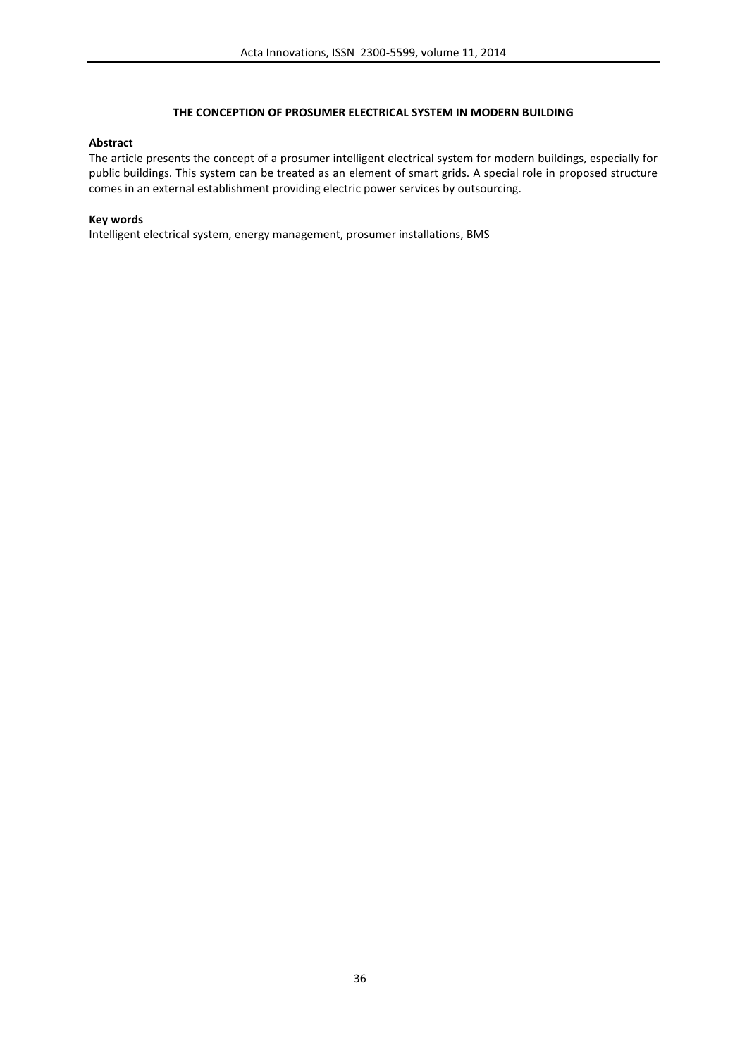**THE CONCEPTION OF PROSUMER ELECTRICAL SYSTEM IN MODERN BUILDING**

**Abstract**

The article presents the concept of a prosumer intelligent electrical system for modern buildings, especially for public buildings. This system can be treated as an element of smart grids. A special role in proposed structure comes in an external establishment providing electric power services by outsourcing.

**Key words**

Intelligent electrical system, energy management, prosumer installations, BMS